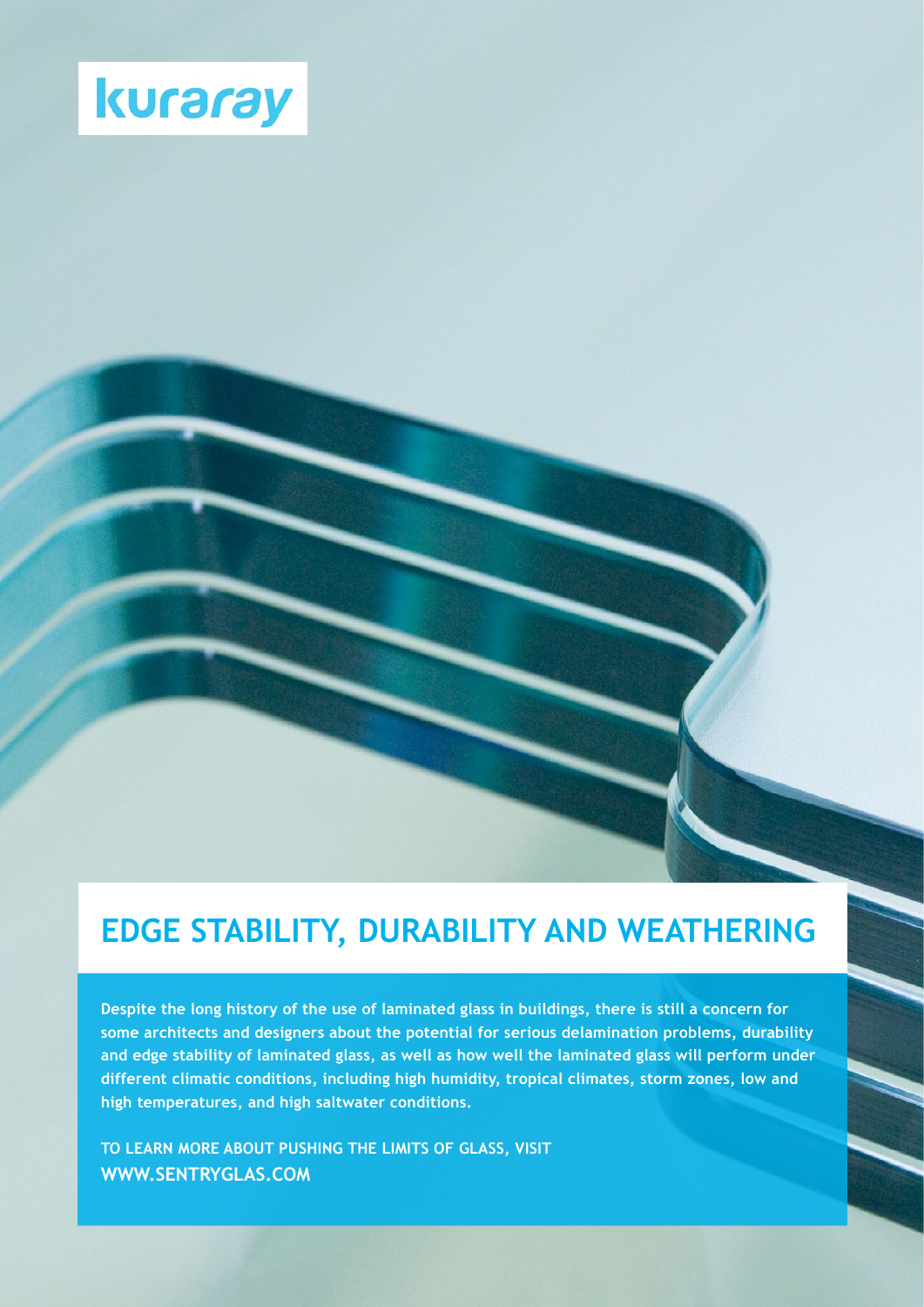kuraray

# EDGE STABILITY, DURABILITY AND WEATHERING

**Despite the long history of the use of laminated glass in buildings, there is still a concern for some architects and designers about the potential for serious delamination problems, durability and edge stability of laminated glass, as well as how well the laminated glass will perform under different climatic conditions, including high humidity, tropical climates, storm zones, low and high temperatures, and high saltwater conditions.**

**TO LEARN MORE ABOUT PUSHING THE LIMITS OF GLASS, VISIT**
**WWW.SENTRYGLAS.COM**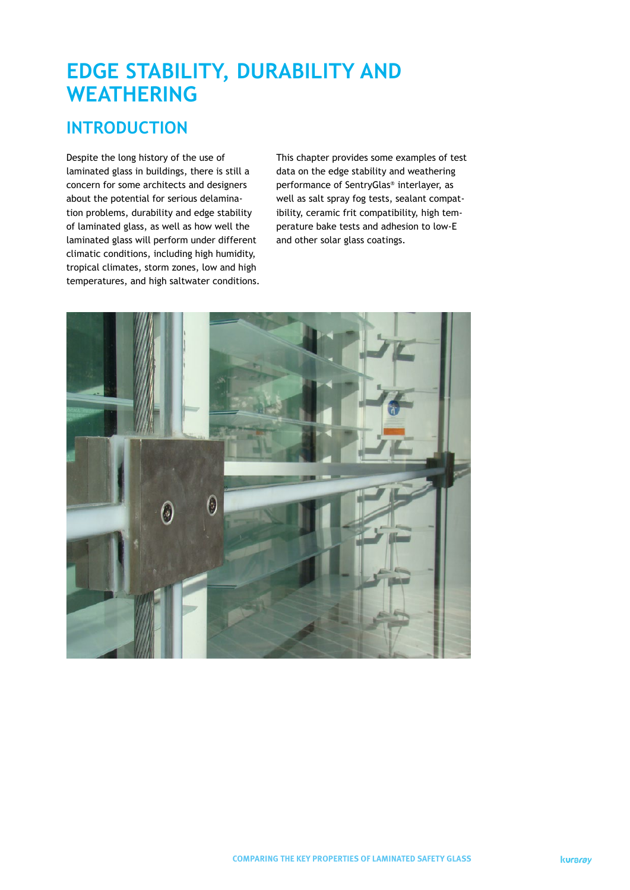# EDGE STABILITY, DURABILITY AND WEATHERING

## INTRODUCTION

Despite the long history of the use of laminated glass in buildings, there is still a concern for some architects and designers about the potential for serious delamination problems, durability and edge stability of laminated glass, as well as how well the laminated glass will perform under different climatic conditions, including high humidity, tropical climates, storm zones, low and high temperatures, and high saltwater conditions.

This chapter provides some examples of test data on the edge stability and weathering performance of SentryGlas® interlayer, as well as salt spray fog tests, sealant compatibility, ceramic frit compatibility, high temperature bake tests and adhesion to low-E and other solar glass coatings.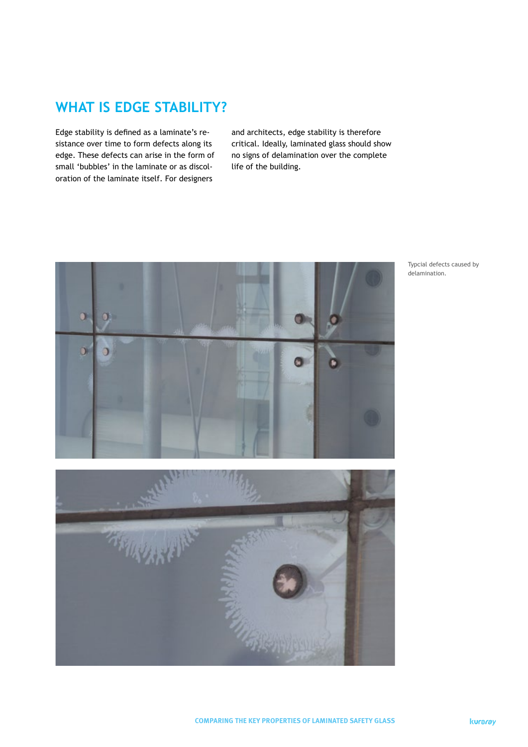## WHAT IS EDGE STABILITY?

Edge stability is defined as a laminate's resistance over time to form defects along its edge. These defects can arise in the form of small 'bubbles' in the laminate or as discoloration of the laminate itself. For designers and architects, edge stability is therefore critical. Ideally, laminated glass should show no signs of delamination over the complete life of the building.

Typcial defects caused by delamination.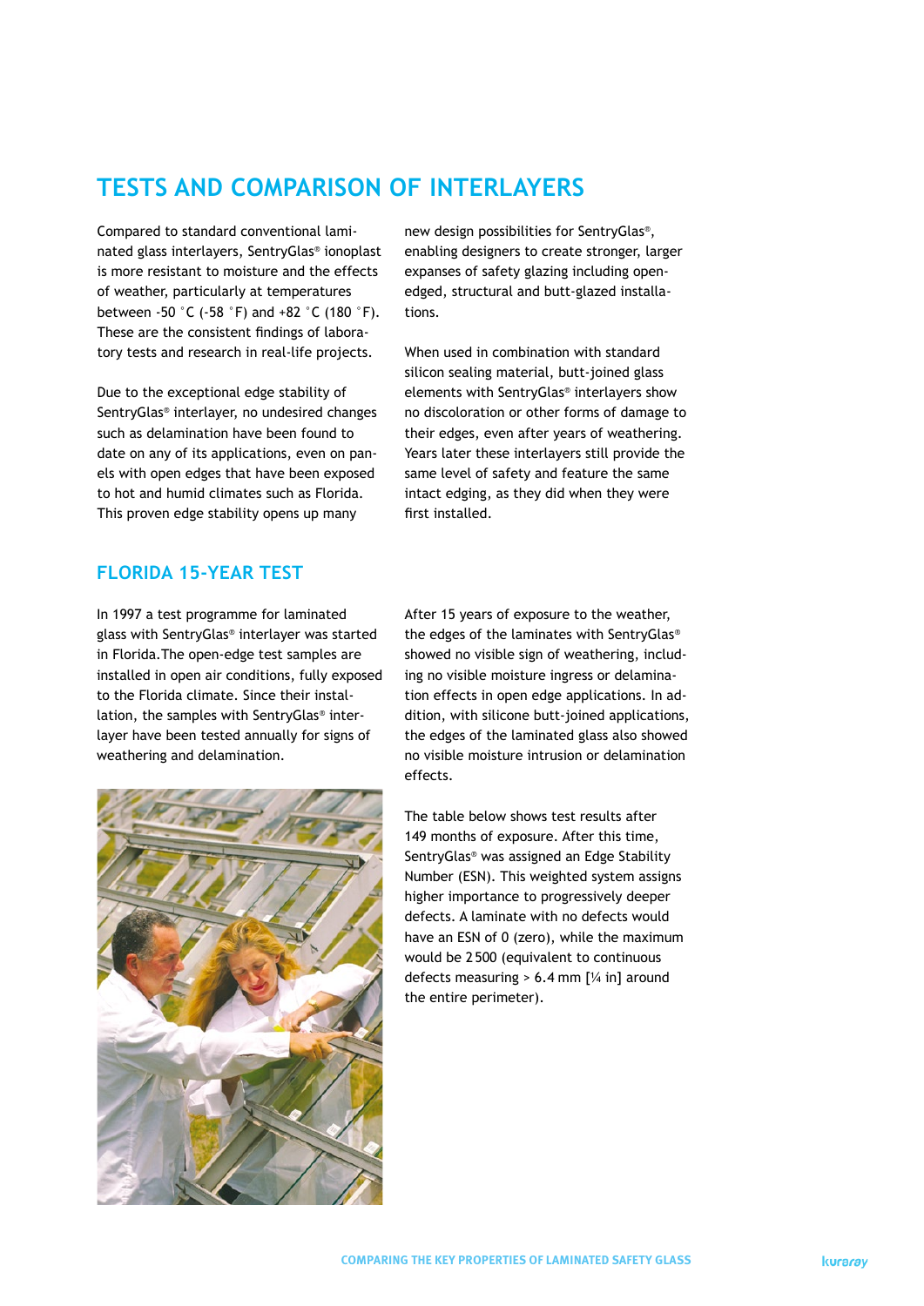# TESTS AND COMPARISON OF INTERLAYERS

Compared to standard conventional laminated glass interlayers, SentryGlas® ionoplast is more resistant to moisture and the effects of weather, particularly at temperatures between -50 °C (-58 °F) and +82 °C (180 °F). These are the consistent findings of laboratory tests and research in real-life projects.

Due to the exceptional edge stability of SentryGlas® interlayer, no undesired changes such as delamination have been found to date on any of its applications, even on panels with open edges that have been exposed to hot and humid climates such as Florida. This proven edge stability opens up many new design possibilities for SentryGlas®, enabling designers to create stronger, larger expanses of safety glazing including open-edged, structural and butt-glazed installations.

When used in combination with standard silicon sealing material, butt-joined glass elements with SentryGlas® interlayers show no discoloration or other forms of damage to their edges, even after years of weathering. Years later these interlayers still provide the same level of safety and feature the same intact edging, as they did when they were first installed.

## FLORIDA 15-YEAR TEST

In 1997 a test programme for laminated glass with SentryGlas® interlayer was started in Florida.The open-edge test samples are installed in open air conditions, fully exposed to the Florida climate. Since their installation, the samples with SentryGlas® interlayer have been tested annually for signs of weathering and delamination.

After 15 years of exposure to the weather, the edges of the laminates with SentryGlas® showed no visible sign of weathering, including no visible moisture ingress or delamination effects in open edge applications. In addition, with silicone butt-joined applications, the edges of the laminated glass also showed no visible moisture intrusion or delamination effects.

The table below shows test results after 149 months of exposure. After this time, SentryGlas® was assigned an Edge Stability Number (ESN). This weighted system assigns higher importance to progressively deeper defects. A laminate with no defects would have an ESN of 0 (zero), while the maximum would be 2 500 (equivalent to continuous defects measuring > 6.4 mm [¼ in] around the entire perimeter).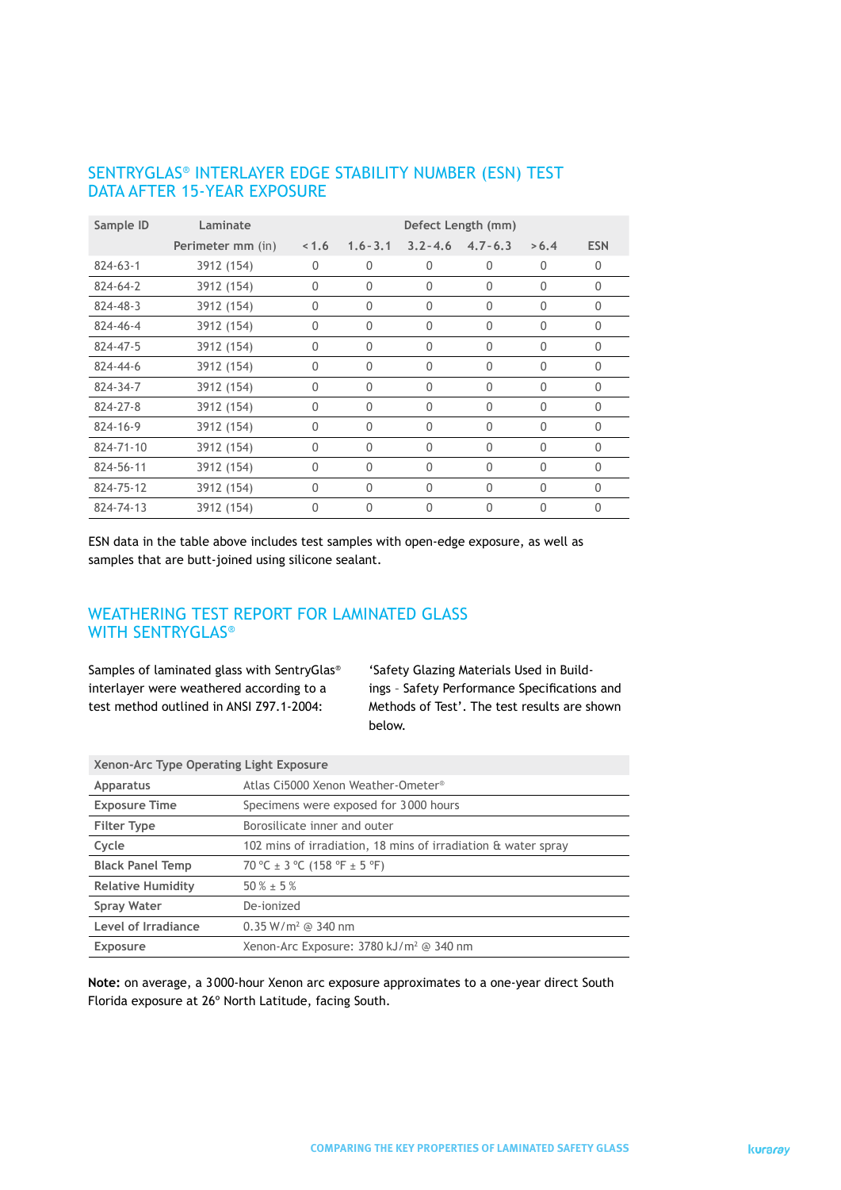## SENTRYGLAS® INTERLAYER EDGE STABILITY NUMBER (ESN) TEST DATA AFTER 15-YEAR EXPOSURE

| Sample ID | Laminate | Defect Length (mm) | | | | | |
|---|---|---|---|---|---|---|---|
| | Perimeter mm (in) | < 1.6 | 1.6 - 3.1 | 3.2 - 4.6 | 4.7 - 6.3 | > 6.4 | ESN |
| 824-63-1 | 3912 (154) | 0 | 0 | 0 | 0 | 0 | 0 |
| 824-64-2 | 3912 (154) | 0 | 0 | 0 | 0 | 0 | 0 |
| 824-48-3 | 3912 (154) | 0 | 0 | 0 | 0 | 0 | 0 |
| 824-46-4 | 3912 (154) | 0 | 0 | 0 | 0 | 0 | 0 |
| 824-47-5 | 3912 (154) | 0 | 0 | 0 | 0 | 0 | 0 |
| 824-44-6 | 3912 (154) | 0 | 0 | 0 | 0 | 0 | 0 |
| 824-34-7 | 3912 (154) | 0 | 0 | 0 | 0 | 0 | 0 |
| 824-27-8 | 3912 (154) | 0 | 0 | 0 | 0 | 0 | 0 |
| 824-16-9 | 3912 (154) | 0 | 0 | 0 | 0 | 0 | 0 |
| 824-71-10 | 3912 (154) | 0 | 0 | 0 | 0 | 0 | 0 |
| 824-56-11 | 3912 (154) | 0 | 0 | 0 | 0 | 0 | 0 |
| 824-75-12 | 3912 (154) | 0 | 0 | 0 | 0 | 0 | 0 |
| 824-74-13 | 3912 (154) | 0 | 0 | 0 | 0 | 0 | 0 |

ESN data in the table above includes test samples with open-edge exposure, as well as samples that are butt-joined using silicone sealant.

## WEATHERING TEST REPORT FOR LAMINATED GLASS WITH SENTRYGLAS®

Samples of laminated glass with SentryGlas® interlayer were weathered according to a test method outlined in ANSI Z97.1-2004: 'Safety Glazing Materials Used in Buildings - Safety Performance Specifications and Methods of Test'. The test results are shown below.

| Xenon-Arc Type Operating Light Exposure | |
|---|---|
| Apparatus | Atlas Ci5000 Xenon Weather-Ometer® |
| Exposure Time | Specimens were exposed for 3000 hours |
| Filter Type | Borosilicate inner and outer |
| Cycle | 102 mins of irradiation, 18 mins of irradiation & water spray |
| Black Panel Temp | 70 °C ± 3 °C (158 °F ± 5 °F) |
| Relative Humidity | 50 % ± 5 % |
| Spray Water | De-ionized |
| Level of Irradiance | 0.35 W/m² @ 340 nm |
| Exposure | Xenon-Arc Exposure: 3780 kJ/m² @ 340 nm |

**Note:** on average, a 3000-hour Xenon arc exposure approximates to a one-year direct South Florida exposure at 26° North Latitude, facing South.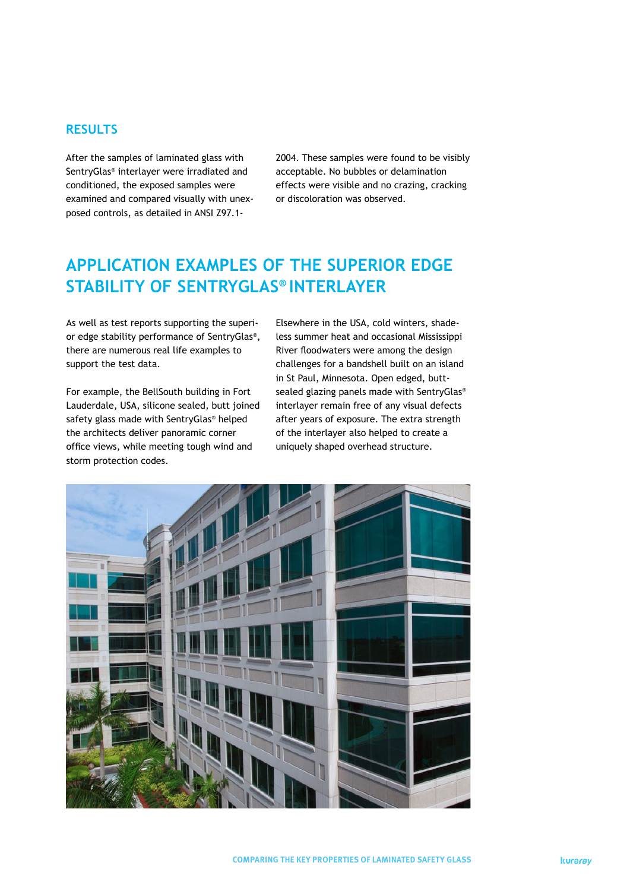## RESULTS

After the samples of laminated glass with SentryGlas® interlayer were irradiated and conditioned, the exposed samples were examined and compared visually with unexposed controls, as detailed in ANSI Z97.1-2004. These samples were found to be visibly acceptable. No bubbles or delamination effects were visible and no crazing, cracking or discoloration was observed.

# APPLICATION EXAMPLES OF THE SUPERIOR EDGE STABILITY OF SENTRYGLAS® INTERLAYER

As well as test reports supporting the superior edge stability performance of SentryGlas®, there are numerous real life examples to support the test data.

For example, the BellSouth building in Fort Lauderdale, USA, silicone sealed, butt joined safety glass made with SentryGlas® helped the architects deliver panoramic corner office views, while meeting tough wind and storm protection codes.

Elsewhere in the USA, cold winters, shadeless summer heat and occasional Mississippi River floodwaters were among the design challenges for a bandshell built on an island in St Paul, Minnesota. Open edged, butt-sealed glazing panels made with SentryGlas® interlayer remain free of any visual defects after years of exposure. The extra strength of the interlayer also helped to create a uniquely shaped overhead structure.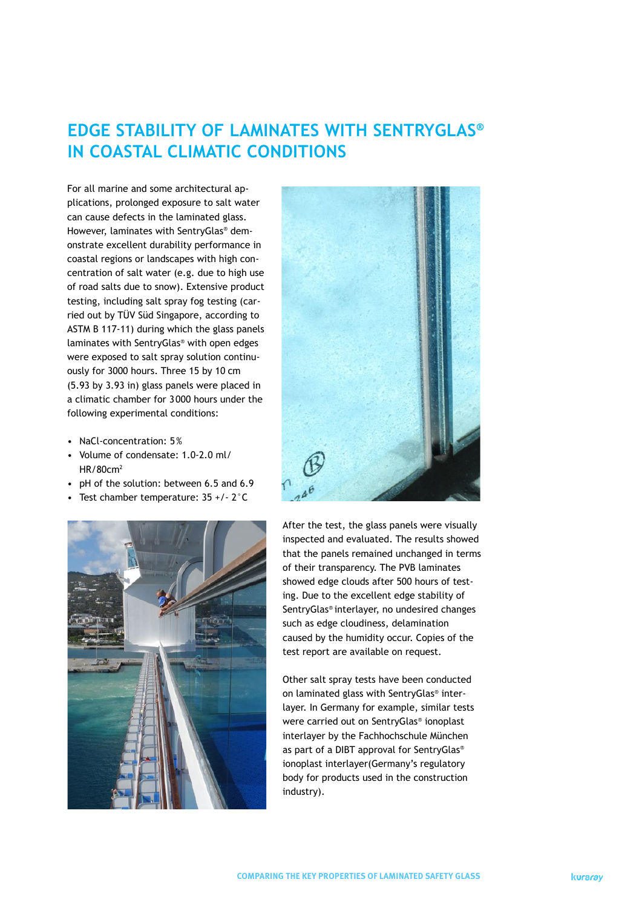# EDGE STABILITY OF LAMINATES WITH SENTRYGLAS® IN COASTAL CLIMATIC CONDITIONS

For all marine and some architectural applications, prolonged exposure to salt water can cause defects in the laminated glass. However, laminates with SentryGlas® demonstrate excellent durability performance in coastal regions or landscapes with high concentration of salt water (e.g. due to high use of road salts due to snow). Extensive product testing, including salt spray fog testing (carried out by TÜV Süd Singapore, according to ASTM B 117-11) during which the glass panels laminates with SentryGlas® with open edges were exposed to salt spray solution continuously for 3000 hours. Three 15 by 10 cm (5.93 by 3.93 in) glass panels were placed in a climatic chamber for 3000 hours under the following experimental conditions:

- NaCl-concentration: 5%
- Volume of condensate: 1.0-2.0 ml/HR/80cm$^2$
- pH of the solution: between 6.5 and 6.9
- Test chamber temperature: 35 +/- 2°C

After the test, the glass panels were visually inspected and evaluated. The results showed that the panels remained unchanged in terms of their transparency. The PVB laminates showed edge clouds after 500 hours of testing. Due to the excellent edge stability of SentryGlas® interlayer, no undesired changes such as edge cloudiness, delamination caused by the humidity occur. Copies of the test report are available on request.

Other salt spray tests have been conducted on laminated glass with SentryGlas® interlayer. In Germany for example, similar tests were carried out on SentryGlas® ionoplast interlayer by the Fachhochschule München as part of a DIBT approval for SentryGlas® ionoplast interlayer(Germany's regulatory body for products used in the construction industry).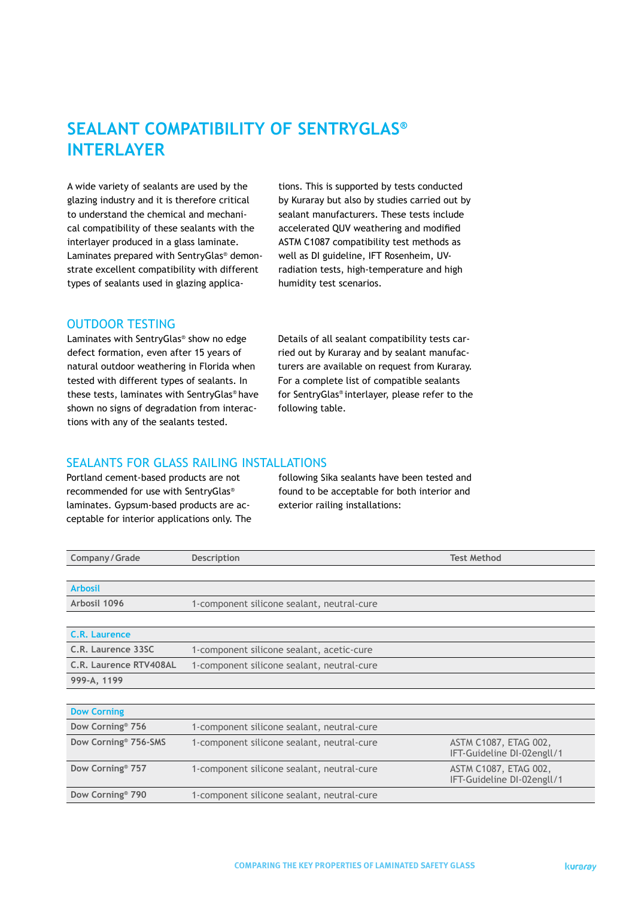# SEALANT COMPATIBILITY OF SENTRYGLAS® INTERLAYER

A wide variety of sealants are used by the glazing industry and it is therefore critical to understand the chemical and mechanical compatibility of these sealants with the interlayer produced in a glass laminate. Laminates prepared with SentryGlas® demonstrate excellent compatibility with different types of sealants used in glazing applications. This is supported by tests conducted by Kuraray but also by studies carried out by sealant manufacturers. These tests include accelerated QUV weathering and modified ASTM C1087 compatibility test methods as well as DI guideline, IFT Rosenheim, UV-radiation tests, high-temperature and high humidity test scenarios.

## OUTDOOR TESTING

Laminates with SentryGlas® show no edge defect formation, even after 15 years of natural outdoor weathering in Florida when tested with different types of sealants. In these tests, laminates with SentryGlas® have shown no signs of degradation from interactions with any of the sealants tested.

Details of all sealant compatibility tests carried out by Kuraray and by sealant manufacturers are available on request from Kuraray. For a complete list of compatible sealants for SentryGlas® interlayer, please refer to the following table.

## SEALANTS FOR GLASS RAILING INSTALLATIONS

Portland cement-based products are not recommended for use with SentryGlas® laminates. Gypsum-based products are acceptable for interior applications only. The following Sika sealants have been tested and found to be acceptable for both interior and exterior railing installations:

| Company / Grade | Description | Test Method |
|---|---|---|
| **Arbosil** | | |
| **Arbosil 1096** | 1-component silicone sealant, neutral-cure | |
| **C.R. Laurence** | | |
| **C.R. Laurence 33SC** | 1-component silicone sealant, acetic-cure | |
| **C.R. Laurence RTV408AL** | 1-component silicone sealant, neutral-cure | |
| **999-A, 1199** | | |
| **Dow Corning** | | |
| **Dow Corning® 756** | 1-component silicone sealant, neutral-cure | |
| **Dow Corning® 756-SMS** | 1-component silicone sealant, neutral-cure | ASTM C1087, ETAG 002, IFT-Guideline DI-02engll/1 |
| **Dow Corning® 757** | 1-component silicone sealant, neutral-cure | ASTM C1087, ETAG 002, IFT-Guideline DI-02engll/1 |
| **Dow Corning® 790** | 1-component silicone sealant, neutral-cure | |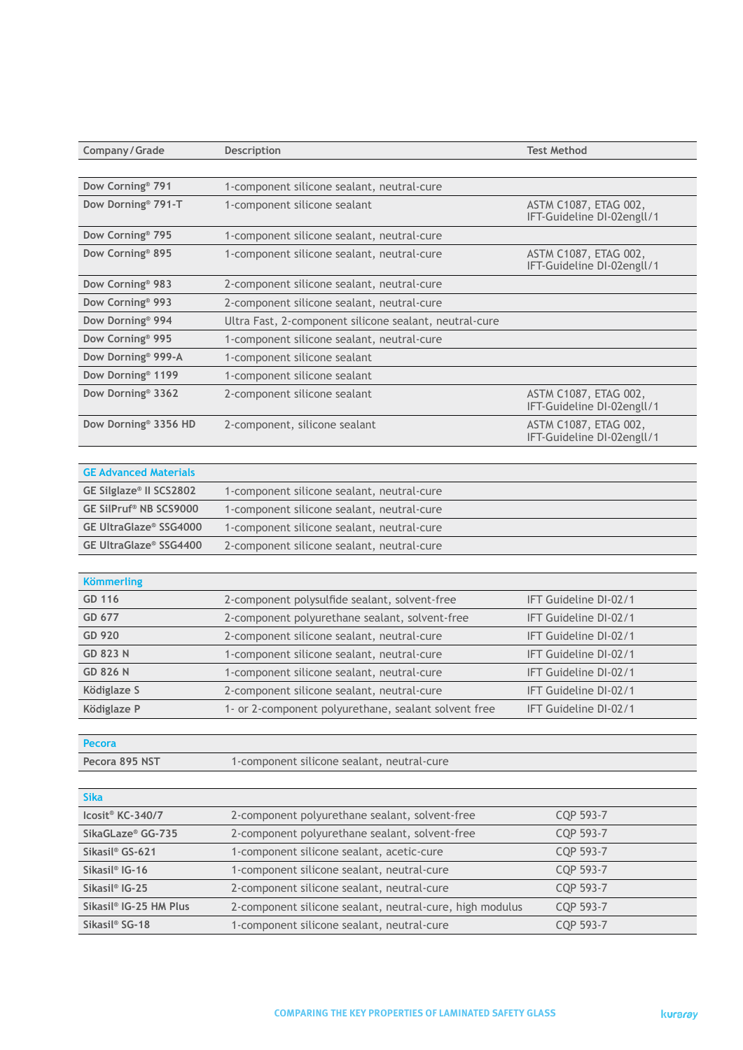| Company / Grade | Description | Test Method |
|---|---|---|
| **Dow Corning® 791** | 1-component silicone sealant, neutral-cure | |
| **Dow Dorning® 791-T** | 1-component silicone sealant | ASTM C1087, ETAG 002, IFT-Guideline DI-02englI/1 |
| **Dow Corning® 795** | 1-component silicone sealant, neutral-cure | |
| **Dow Corning® 895** | 1-component silicone sealant, neutral-cure | ASTM C1087, ETAG 002, IFT-Guideline DI-02englI/1 |
| **Dow Corning® 983** | 2-component silicone sealant, neutral-cure | |
| **Dow Corning® 993** | 2-component silicone sealant, neutral-cure | |
| **Dow Dorning® 994** | Ultra Fast, 2-component silicone sealant, neutral-cure | |
| **Dow Corning® 995** | 1-component silicone sealant, neutral-cure | |
| **Dow Dorning® 999-A** | 1-component silicone sealant | |
| **Dow Dorning® 1199** | 1-component silicone sealant | |
| **Dow Dorning® 3362** | 2-component silicone sealant | ASTM C1087, ETAG 002, IFT-Guideline DI-02englI/1 |
| **Dow Dorning® 3356 HD** | 2-component, silicone sealant | ASTM C1087, ETAG 002, IFT-Guideline DI-02englI/1 |
| **GE Advanced Materials** | | |
| **GE Silglaze® II SCS2802** | 1-component silicone sealant, neutral-cure | |
| **GE SilPruf® NB SCS9000** | 1-component silicone sealant, neutral-cure | |
| **GE UltraGlaze® SSG4000** | 1-component silicone sealant, neutral-cure | |
| **GE UltraGlaze® SSG4400** | 2-component silicone sealant, neutral-cure | |
| **Kömmerling** | | |
| **GD 116** | 2-component polysulfide sealant, solvent-free | IFT Guideline DI-02/1 |
| **GD 677** | 2-component polyurethane sealant, solvent-free | IFT Guideline DI-02/1 |
| **GD 920** | 2-component silicone sealant, neutral-cure | IFT Guideline DI-02/1 |
| **GD 823 N** | 1-component silicone sealant, neutral-cure | IFT Guideline DI-02/1 |
| **GD 826 N** | 1-component silicone sealant, neutral-cure | IFT Guideline DI-02/1 |
| **Ködiglaze S** | 2-component silicone sealant, neutral-cure | IFT Guideline DI-02/1 |
| **Ködiglaze P** | 1- or 2-component polyurethane, sealant solvent free | IFT Guideline DI-02/1 |
| **Pecora** | | |
| **Pecora 895 NST** | 1-component silicone sealant, neutral-cure | |
| **Sika** | | |
| **Icosit® KC-340/7** | 2-component polyurethane sealant, solvent-free | CQP 593-7 |
| **SikaGLaze® GG-735** | 2-component polyurethane sealant, solvent-free | CQP 593-7 |
| **Sikasil® GS-621** | 1-component silicone sealant, acetic-cure | CQP 593-7 |
| **Sikasil® IG-16** | 1-component silicone sealant, neutral-cure | CQP 593-7 |
| **Sikasil® IG-25** | 2-component silicone sealant, neutral-cure | CQP 593-7 |
| **Sikasil® IG-25 HM Plus** | 2-component silicone sealant, neutral-cure, high modulus | CQP 593-7 |
| **Sikasil® SG-18** | 1-component silicone sealant, neutral-cure | CQP 593-7 |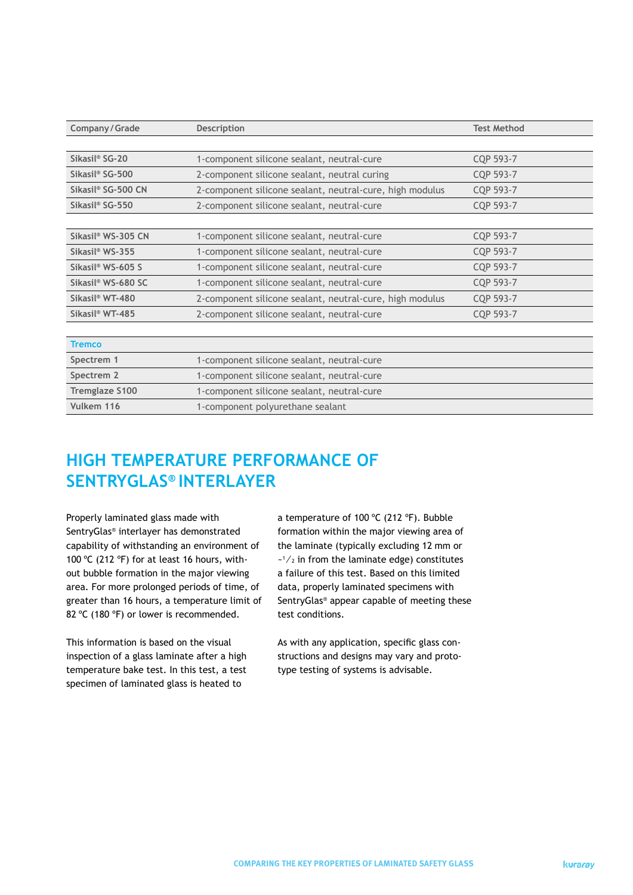| Company / Grade | Description | Test Method |
|---|---|---|
| | | |
| **Sikasil® SG-20** | 1-component silicone sealant, neutral-cure | CQP 593-7 |
| **Sikasil® SG-500** | 2-component silicone sealant, neutral curing | CQP 593-7 |
| **Sikasil® SG-500 CN** | 2-component silicone sealant, neutral-cure, high modulus | CQP 593-7 |
| **Sikasil® SG-550** | 2-component silicone sealant, neutral-cure | CQP 593-7 |
| | | |
| **Sikasil® WS-305 CN** | 1-component silicone sealant, neutral-cure | CQP 593-7 |
| **Sikasil® WS-355** | 1-component silicone sealant, neutral-cure | CQP 593-7 |
| **Sikasil® WS-605 S** | 1-component silicone sealant, neutral-cure | CQP 593-7 |
| **Sikasil® WS-680 SC** | 1-component silicone sealant, neutral-cure | CQP 593-7 |
| **Sikasil® WT-480** | 2-component silicone sealant, neutral-cure, high modulus | CQP 593-7 |
| **Sikasil® WT-485** | 2-component silicone sealant, neutral-cure | CQP 593-7 |
| | | |
| **Tremco** | | |
| **Spectrem 1** | 1-component silicone sealant, neutral-cure | |
| **Spectrem 2** | 1-component silicone sealant, neutral-cure | |
| **Tremglaze S100** | 1-component silicone sealant, neutral-cure | |
| **Vulkem 116** | 1-component polyurethane sealant | |

## HIGH TEMPERATURE PERFORMANCE OF SENTRYGLAS® INTERLAYER

Properly laminated glass made with SentryGlas® interlayer has demonstrated capability of withstanding an environment of 100 °C (212 °F) for at least 16 hours, without bubble formation in the major viewing area. For more prolonged periods of time, of greater than 16 hours, a temperature limit of 82 °C (180 °F) or lower is recommended.

This information is based on the visual inspection of a glass laminate after a high temperature bake test. In this test, a test specimen of laminated glass is heated to a temperature of 100 °C (212 °F). Bubble formation within the major viewing area of the laminate (typically excluding 12 mm or ~1/2 in from the laminate edge) constitutes a failure of this test. Based on this limited data, properly laminated specimens with SentryGlas® appear capable of meeting these test conditions.

As with any application, specific glass constructions and designs may vary and prototype testing of systems is advisable.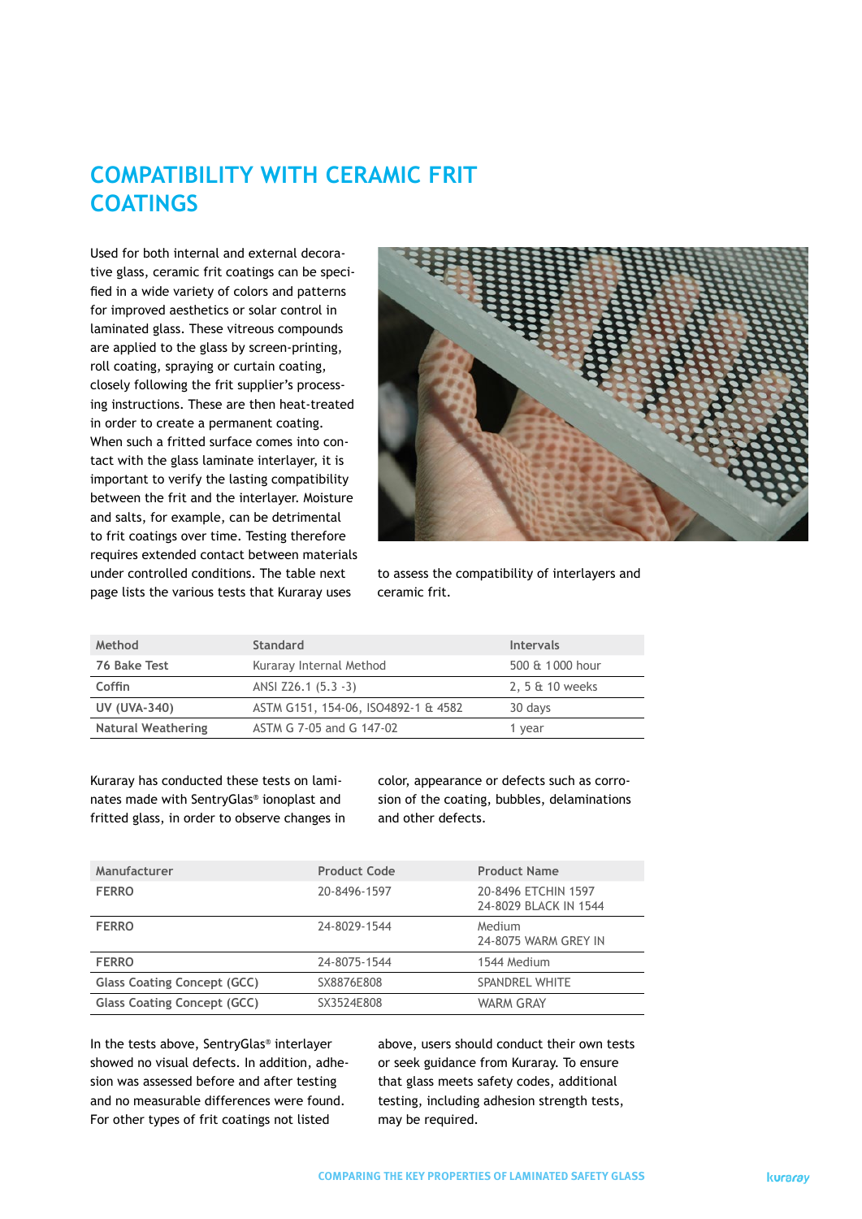# COMPATIBILITY WITH CERAMIC FRIT COATINGS

Used for both internal and external decorative glass, ceramic frit coatings can be specified in a wide variety of colors and patterns for improved aesthetics or solar control in laminated glass. These vitreous compounds are applied to the glass by screen-printing, roll coating, spraying or curtain coating, closely following the frit supplier's processing instructions. These are then heat-treated in order to create a permanent coating. When such a fritted surface comes into contact with the glass laminate interlayer, it is important to verify the lasting compatibility between the frit and the interlayer. Moisture and salts, for example, can be detrimental to frit coatings over time. Testing therefore requires extended contact between materials under controlled conditions. The table next page lists the various tests that Kuraray uses to assess the compatibility of interlayers and ceramic frit.

| Method | Standard | Intervals |
|---|---|---|
| 76 Bake Test | Kuraray Internal Method | 500 & 1000 hour |
| Coffin | ANSI Z26.1 (5.3 -3) | 2, 5 & 10 weeks |
| UV (UVA-340) | ASTM G151, 154-06, ISO4892-1 & 4582 | 30 days |
| Natural Weathering | ASTM G 7-05 and G 147-02 | 1 year |

Kuraray has conducted these tests on laminates made with SentryGlas® ionoplast and fritted glass, in order to observe changes in color, appearance or defects such as corrosion of the coating, bubbles, delaminations and other defects.

| Manufacturer | Product Code | Product Name |
|---|---|---|
| FERRO | 20-8496-1597 | 20-8496 ETCHIN 1597<br>24-8029 BLACK IN 1544 |
| FERRO | 24-8029-1544 | Medium<br>24-8075 WARM GREY IN |
| FERRO | 24-8075-1544 | 1544 Medium |
| Glass Coating Concept (GCC) | SX8876E808 | SPANDREL WHITE |
| Glass Coating Concept (GCC) | SX3524E808 | WARM GRAY |

In the tests above, SentryGlas® interlayer showed no visual defects. In addition, adhesion was assessed before and after testing and no measurable differences were found. For other types of frit coatings not listed above, users should conduct their own tests or seek guidance from Kuraray. To ensure that glass meets safety codes, additional testing, including adhesion strength tests, may be required.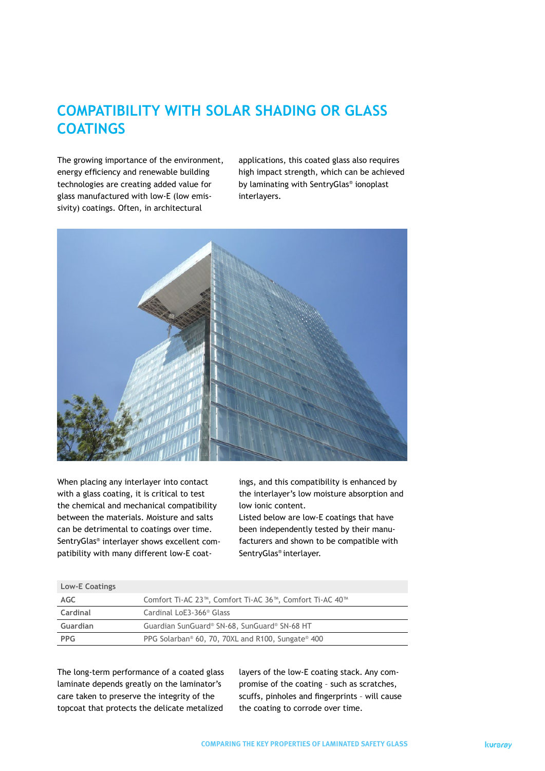# COMPATIBILITY WITH SOLAR SHADING OR GLASS COATINGS

The growing importance of the environment, energy efficiency and renewable building technologies are creating added value for glass manufactured with low-E (low emissivity) coatings. Often, in architectural applications, this coated glass also requires high impact strength, which can be achieved by laminating with SentryGlas® ionoplast interlayers.

When placing any interlayer into contact with a glass coating, it is critical to test the chemical and mechanical compatibility between the materials. Moisture and salts can be detrimental to coatings over time. SentryGlas® interlayer shows excellent compatibility with many different low-E coatings, and this compatibility is enhanced by the interlayer's low moisture absorption and low ionic content.

Listed below are low-E coatings that have been independently tested by their manufacturers and shown to be compatible with SentryGlas® interlayer.

| Low-E Coatings | |
|---|---|
| AGC | Comfort Ti-AC 23™, Comfort Ti-AC 36™, Comfort Ti-AC 40™ |
| Cardinal | Cardinal LoE3-366® Glass |
| Guardian | Guardian SunGuard® SN-68, SunGuard® SN-68 HT |
| PPG | PPG Solarban® 60, 70, 70XL and R100, Sungate® 400 |

The long-term performance of a coated glass laminate depends greatly on the laminator's care taken to preserve the integrity of the topcoat that protects the delicate metalized layers of the low-E coating stack. Any compromise of the coating – such as scratches, scuffs, pinholes and fingerprints – will cause the coating to corrode over time.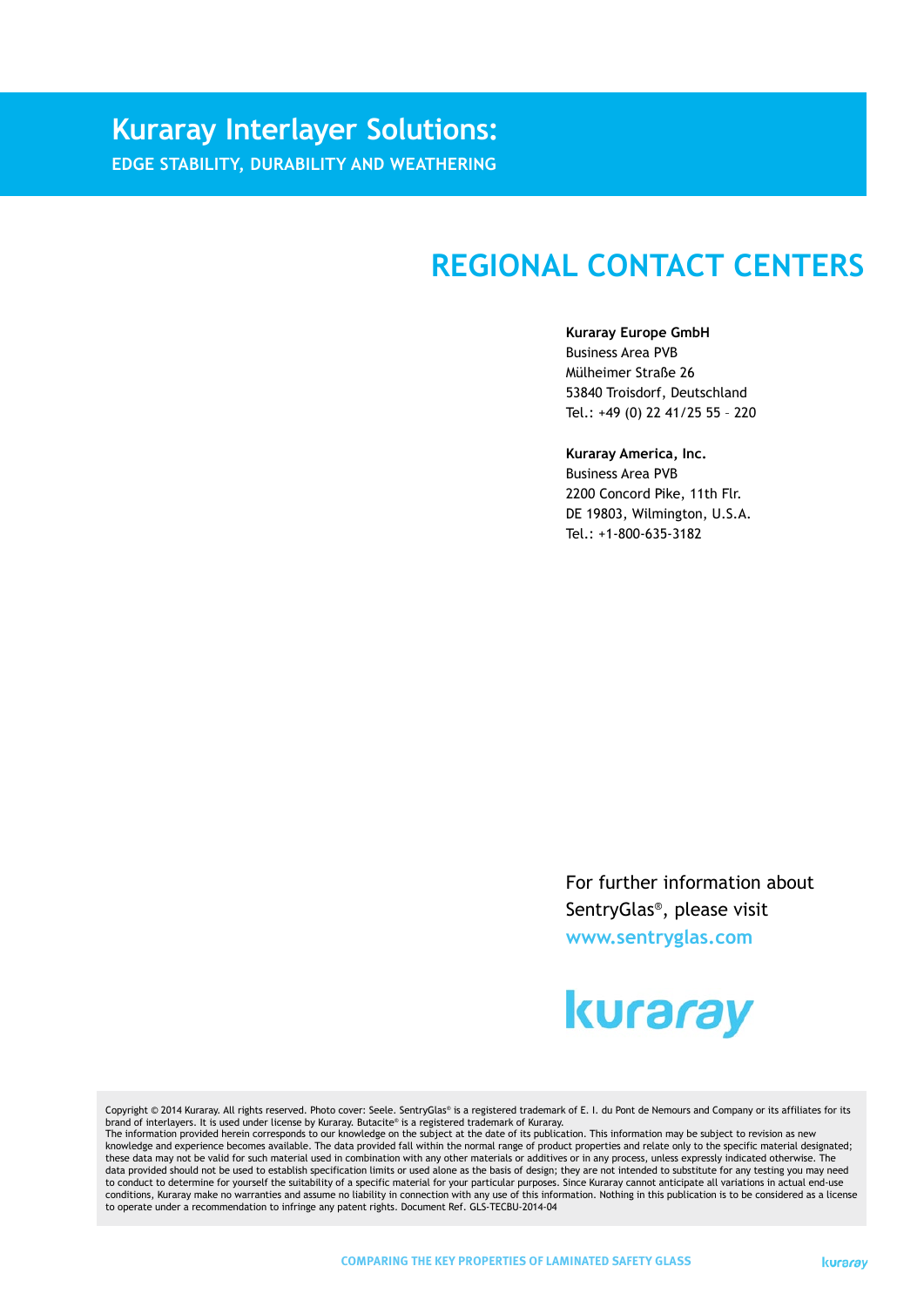# Kuraray Interlayer Solutions:

**EDGE STABILITY, DURABILITY AND WEATHERING**

## REGIONAL CONTACT CENTERS

**Kuraray Europe GmbH**
Business Area PVB
Mülheimer Straße 26
53840 Troisdorf, Deutschland
Tel.: +49 (0) 22 41/25 55 – 220

**Kuraray America, Inc.**
Business Area PVB
2200 Concord Pike, 11th Flr.
DE 19803, Wilmington, U.S.A.
Tel.: +1-800-635-3182

For further information about SentryGlas®, please visit
**www.sentryglas.com**

kuraray

Copyright © 2014 Kuraray. All rights reserved. Photo cover: Seele. SentryGlas® is a registered trademark of E. I. du Pont de Nemours and Company or its affiliates for its brand of interlayers. It is used under license by Kuraray. Butacite® is a registered trademark of Kuraray.
The information provided herein corresponds to our knowledge on the subject at the date of its publication. This information may be subject to revision as new knowledge and experience becomes available. The data provided fall within the normal range of product properties and relate only to the specific material designated; these data may not be valid for such material used in combination with any other materials or additives or in any process, unless expressly indicated otherwise. The data provided should not be used to establish specification limits or used alone as the basis of design; they are not intended to substitute for any testing you may need to conduct to determine for yourself the suitability of a specific material for your particular purposes. Since Kuraray cannot anticipate all variations in actual end-use conditions, Kuraray make no warranties and assume no liability in connection with any use of this information. Nothing in this publication is to be considered as a license to operate under a recommendation to infringe any patent rights. Document Ref. GLS-TECBU-2014-04